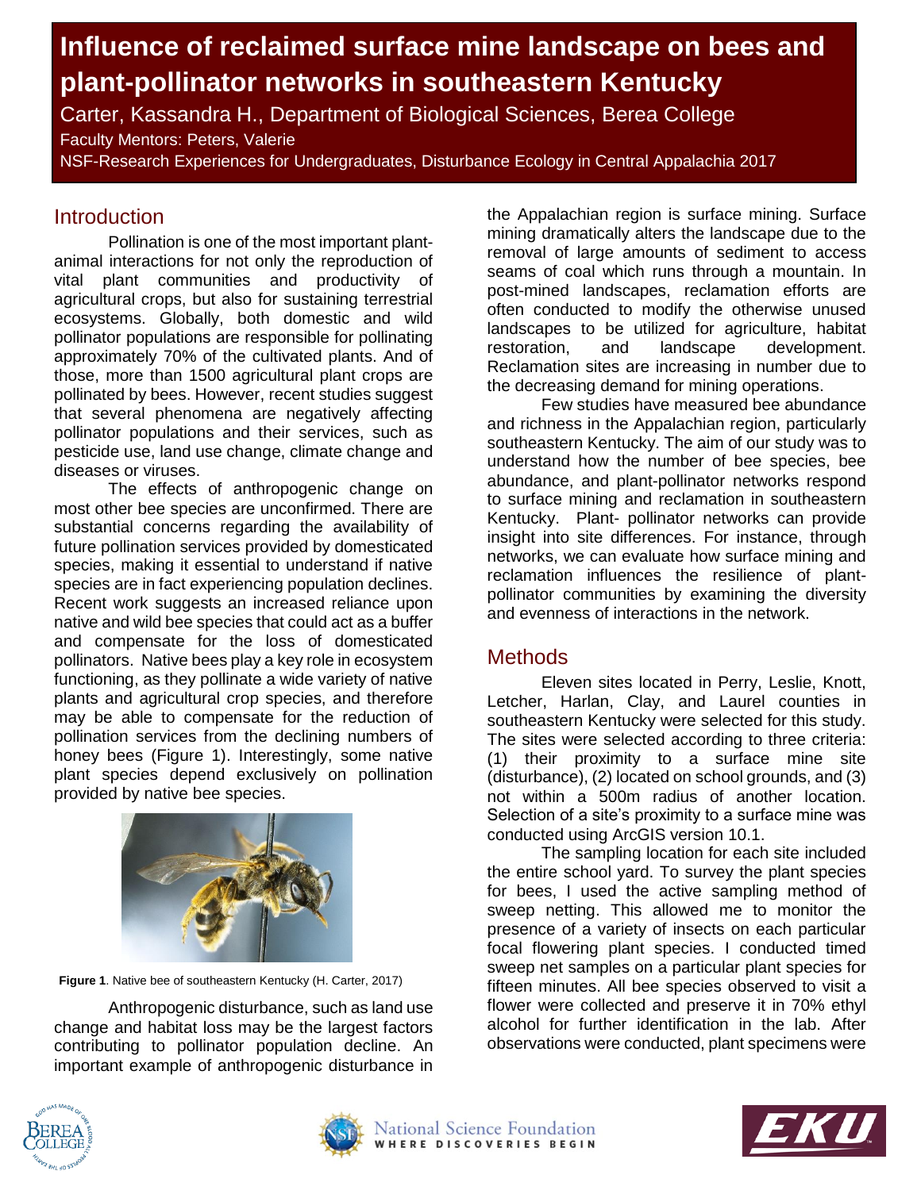# Influence of reclaimed surface mine landscape on bees and plant-pollinator networks in southeastern Kentucky

Carter, Kassandra H., Department of Biological Sciences, Berea College

Faculty Mentors: Peters, Valerie

NSF-Research Experiences for Undergraduates, Disturbance Ecology in Central Appalachia 2017

## Introduction

Pollination is one of the most important plant-animal interactions for not only the reproduction of vital plant communities and productivity of agricultural crops, but also for sustaining terrestrial ecosystems. Globally, both domestic and wild pollinator populations are responsible for pollinating approximately 70% of the cultivated plants. And of those, more than 1500 agricultural plant crops are pollinated by bees. However, recent studies suggest that several phenomena are negatively affecting pollinator populations and their services, such as pesticide use, land use change, climate change and diseases or viruses.

The effects of anthropogenic change on most other bee species are unconfirmed. There are substantial concerns regarding the availability of future pollination services provided by domesticated species, making it essential to understand if native species are in fact experiencing population declines. Recent work suggests an increased reliance upon native and wild bee species that could act as a buffer and compensate for the loss of domesticated pollinators. Native bees play a key role in ecosystem functioning, as they pollinate a wide variety of native plants and agricultural crop species, and therefore may be able to compensate for the reduction of pollination services from the declining numbers of honey bees (Figure 1). Interestingly, some native plant species depend exclusively on pollination provided by native bee species.

**Figure 1**. Native bee of southeastern Kentucky (H. Carter, 2017)

Anthropogenic disturbance, such as land use change and habitat loss may be the largest factors contributing to pollinator population decline. An important example of anthropogenic disturbance in the Appalachian region is surface mining. Surface mining dramatically alters the landscape due to the removal of large amounts of sediment to access seams of coal which runs through a mountain. In post-mined landscapes, reclamation efforts are often conducted to modify the otherwise unused landscapes to be utilized for agriculture, habitat restoration, and landscape development. Reclamation sites are increasing in number due to the decreasing demand for mining operations.

Few studies have measured bee abundance and richness in the Appalachian region, particularly southeastern Kentucky. The aim of our study was to understand how the number of bee species, bee abundance, and plant-pollinator networks respond to surface mining and reclamation in southeastern Kentucky. Plant- pollinator networks can provide insight into site differences. For instance, through networks, we can evaluate how surface mining and reclamation influences the resilience of plant-pollinator communities by examining the diversity and evenness of interactions in the network.

## Methods

Eleven sites located in Perry, Leslie, Knott, Letcher, Harlan, Clay, and Laurel counties in southeastern Kentucky were selected for this study. The sites were selected according to three criteria: (1) their proximity to a surface mine site (disturbance), (2) located on school grounds, and (3) not within a 500m radius of another location. Selection of a site's proximity to a surface mine was conducted using ArcGIS version 10.1.

The sampling location for each site included the entire school yard. To survey the plant species for bees, I used the active sampling method of sweep netting. This allowed me to monitor the presence of a variety of insects on each particular focal flowering plant species. I conducted timed sweep net samples on a particular plant species for fifteen minutes. All bee species observed to visit a flower were collected and preserve it in 70% ethyl alcohol for further identification in the lab. After observations were conducted, plant specimens were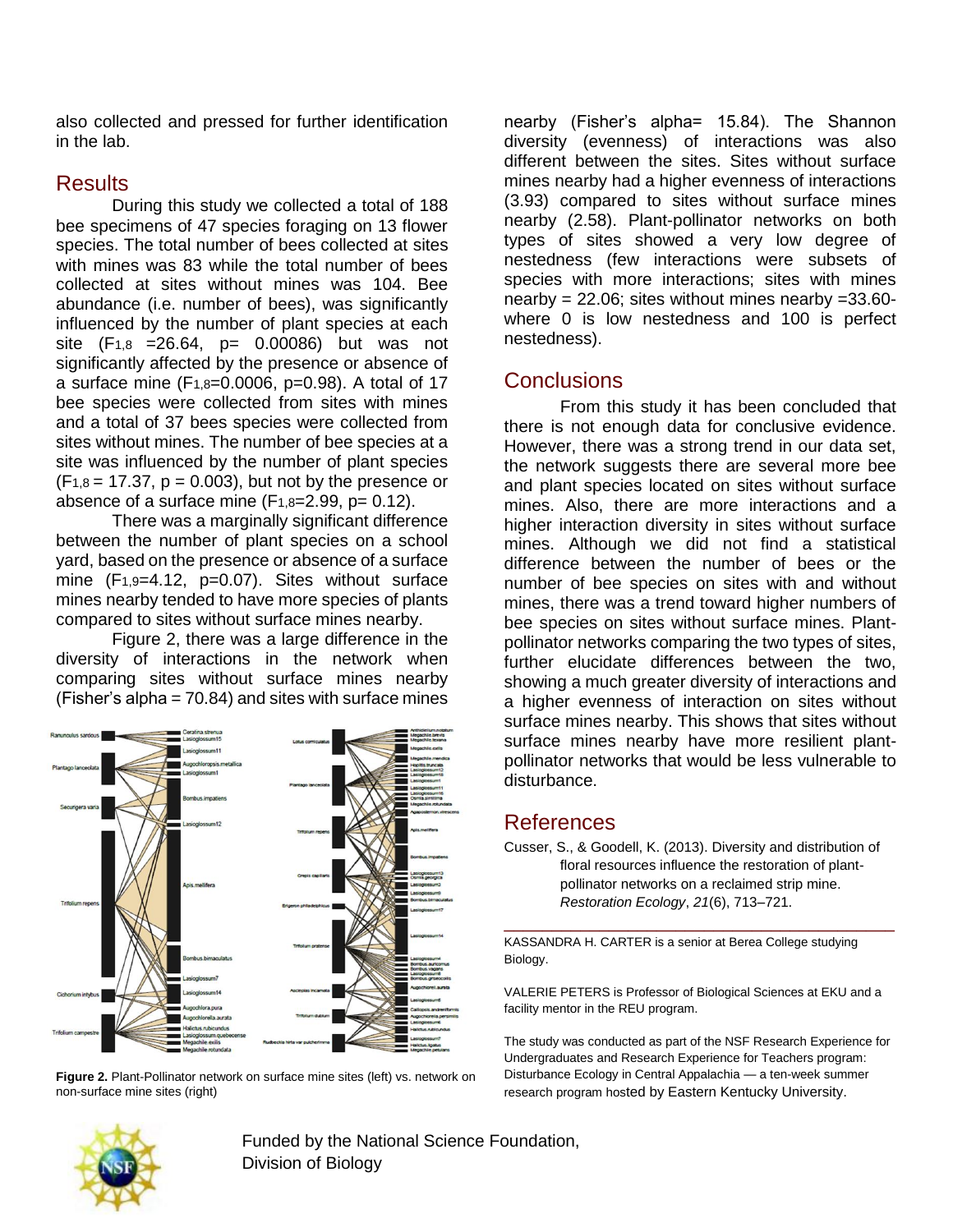also collected and pressed for further identification in the lab.

## Results

During this study we collected a total of 188 bee specimens of 47 species foraging on 13 flower species. The total number of bees collected at sites with mines was 83 while the total number of bees collected at sites without mines was 104. Bee abundance (i.e. number of bees), was significantly influenced by the number of plant species at each site ($F_{1,8}$ =26.64, p= 0.00086) but was not significantly affected by the presence or absence of a surface mine ($F_{1,8}$=0.0006, p=0.98). A total of 17 bee species were collected from sites with mines and a total of 37 bees species were collected from sites without mines. The number of bee species at a site was influenced by the number of plant species ($F_{1,8}$ = 17.37, p = 0.003), but not by the presence or absence of a surface mine ($F_{1,8}$=2.99, p= 0.12).

There was a marginally significant difference between the number of plant species on a school yard, based on the presence or absence of a surface mine ($F_{1,9}$=4.12, p=0.07). Sites without surface mines nearby tended to have more species of plants compared to sites without surface mines nearby.

Figure 2, there was a large difference in the diversity of interactions in the network when comparing sites without surface mines nearby (Fisher's alpha = 70.84) and sites with surface mines nearby (Fisher's alpha= 15.84). The Shannon diversity (evenness) of interactions was also different between the sites. Sites without surface mines nearby had a higher evenness of interactions (3.93) compared to sites without surface mines nearby (2.58). Plant-pollinator networks on both types of sites showed a very low degree of nestedness (few interactions were subsets of species with more interactions; sites with mines nearby = 22.06; sites without mines nearby =33.60- where 0 is low nestedness and 100 is perfect nestedness).

**Figure 2.** Plant-Pollinator network on surface mine sites (left) vs. network on non-surface mine sites (right)

## Conclusions

From this study it has been concluded that there is not enough data for conclusive evidence. However, there was a strong trend in our data set, the network suggests there are several more bee and plant species located on sites without surface mines. Also, there are more interactions and a higher interaction diversity in sites without surface mines. Although we did not find a statistical difference between the number of bees or the number of bee species on sites with and without mines, there was a trend toward higher numbers of bee species on sites without surface mines. Plant-pollinator networks comparing the two types of sites, further elucidate differences between the two, showing a much greater diversity of interactions and a higher evenness of interaction on sites without surface mines nearby. This shows that sites without surface mines nearby have more resilient plant-pollinator networks that would be less vulnerable to disturbance.

## References

Cusser, S., & Goodell, K. (2013). Diversity and distribution of floral resources influence the restoration of plant-pollinator networks on a reclaimed strip mine. *Restoration Ecology*, *21*(6), 713–721.

---

KASSANDRA H. CARTER is a senior at Berea College studying Biology.

VALERIE PETERS is Professor of Biological Sciences at EKU and a facility mentor in the REU program.

The study was conducted as part of the NSF Research Experience for Undergraduates and Research Experience for Teachers program: Disturbance Ecology in Central Appalachia — a ten-week summer research program hosted by Eastern Kentucky University.

Funded by the National Science Foundation, Division of Biology